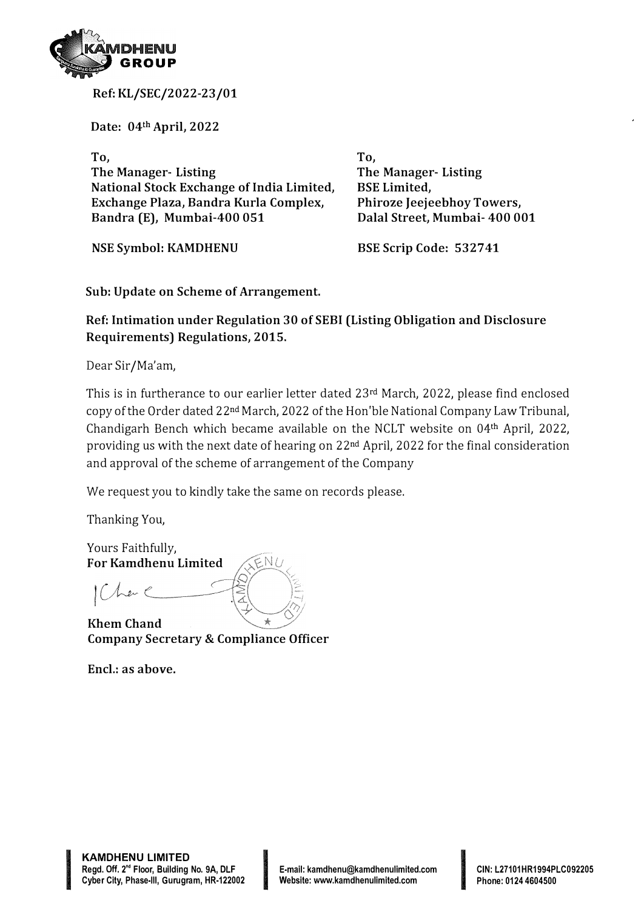Ref: KL/SEC/2022-23/01

Date: 04th April, 2022

To,
The Manager- Listing
National Stock Exchange of India Limited,
Exchange Plaza, Bandra Kurla Complex,
Bandra (E), Mumbai-400 051

NSE Symbol: KAMDHENU

To,
The Manager- Listing
BSE Limited,
Phiroze Jeejeebhoy Towers,
Dalal Street, Mumbai- 400 001

BSE Scrip Code: 532741

**Sub: Update on Scheme of Arrangement.**

**Ref: Intimation under Regulation 30 of SEBI (Listing Obligation and Disclosure Requirements) Regulations, 2015.**

Dear Sir/Ma'am,

This is in furtherance to our earlier letter dated 23rd March, 2022, please find enclosed copy of the Order dated 22nd March, 2022 of the Hon'ble National Company Law Tribunal, Chandigarh Bench which became available on the NCLT website on 04th April, 2022, providing us with the next date of hearing on 22nd April, 2022 for the final consideration and approval of the scheme of arrangement of the Company

We request you to kindly take the same on records please.

Thanking You,

Yours Faithfully,
**For Kamdhenu Limited**

**Khem Chand**
**Company Secretary & Compliance Officer**

**Encl.: as above.**

**KAMDHENU LIMITED**
Regd. Off. 2nd Floor, Building No. 9A, DLF Cyber City, Phase-III, Gurugram, HR-122002
E-mail: kamdhenu@kamdhenulimited.com
Website: www.kamdhenulimited.com
CIN: L27101HR1994PLC092205
Phone: 0124 4604500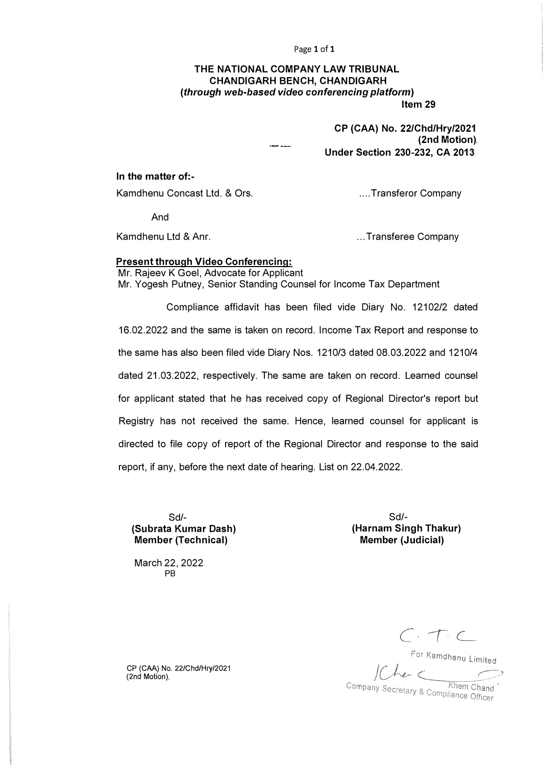**THE NATIONAL COMPANY LAW TRIBUNAL**
**CHANDIGARH BENCH, CHANDIGARH**
***(through web-based video conferencing platform)***

**Item 29**

**CP (CAA) No. 22/Chd/Hry/2021**
**(2nd Motion)**.
**Under Section 230-232, CA 2013**

**In the matter of:-**

Kamdhenu Concast Ltd. & Ors. ....Transferor Company

And

Kamdhenu Ltd & Anr. ...Transferee Company

**Present through Video Conferencing:**
Mr. Rajeev K Goel, Advocate for Applicant
Mr. Yogesh Putney, Senior Standing Counsel for Income Tax Department

Compliance affidavit has been filed vide Diary No. 12102/2 dated 16.02.2022 and the same is taken on record. Income Tax Report and response to the same has also been filed vide Diary Nos. 1210/3 dated 08.03.2022 and 1210/4 dated 21.03.2022, respectively. The same are taken on record. Learned counsel for applicant stated that he has received copy of Regional Director's report but Registry has not received the same. Hence, learned counsel for applicant is directed to file copy of report of the Regional Director and response to the said report, if any, before the next date of hearing. List on 22.04.2022.

Sd/-
**(Subrata Kumar Dash)**
**Member (Technical)**

Sd/-
**(Harnam Singh Thakur)**
**Member (Judicial)**

March 22, 2022
PB

C.T.C
For Kamdhenu Limited
Khem Chand
Company Secretary & Compliance Officer

CP (CAA) No. 22/Chd/Hry/2021
(2nd Motion).